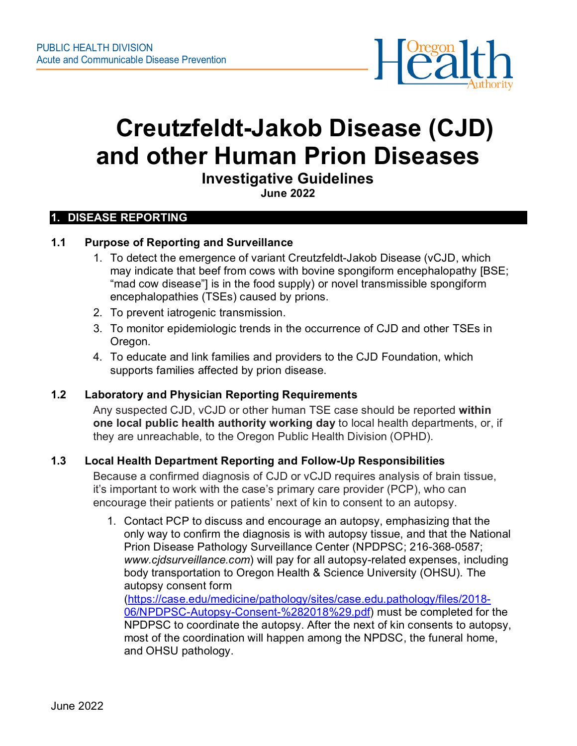PUBLIC HEALTH DIVISION
Acute and Communicable Disease Prevention

# Creutzfeldt-Jakob Disease (CJD) and other Human Prion Diseases

## Investigative Guidelines

**June 2022**

## 1. DISEASE REPORTING

### 1.1 Purpose of Reporting and Surveillance

1. To detect the emergence of variant Creutzfeldt-Jakob Disease (vCJD, which may indicate that beef from cows with bovine spongiform encephalopathy [BSE; "mad cow disease"] is in the food supply) or novel transmissible spongiform encephalopathies (TSEs) caused by prions.
2. To prevent iatrogenic transmission.
3. To monitor epidemiologic trends in the occurrence of CJD and other TSEs in Oregon.
4. To educate and link families and providers to the CJD Foundation, which supports families affected by prion disease.

### 1.2 Laboratory and Physician Reporting Requirements

Any suspected CJD, vCJD or other human TSE case should be reported **within one local public health authority working day** to local health departments, or, if they are unreachable, to the Oregon Public Health Division (OPHD).

### 1.3 Local Health Department Reporting and Follow-Up Responsibilities

Because a confirmed diagnosis of CJD or vCJD requires analysis of brain tissue, it's important to work with the case's primary care provider (PCP), who can encourage their patients or patients' next of kin to consent to an autopsy.

1. Contact PCP to discuss and encourage an autopsy, emphasizing that the only way to confirm the diagnosis is with autopsy tissue, and that the National Prion Disease Pathology Surveillance Center (NPDPSC; 216-368-0587; *www.cjdsurveillance.com*) will pay for all autopsy-related expenses, including body transportation to Oregon Health & Science University (OHSU). The autopsy consent form ([https://case.edu/medicine/pathology/sites/case.edu.pathology/files/2018-06/NPDPSC-Autopsy-Consent-%282018%29.pdf](https://case.edu/medicine/pathology/sites/case.edu.pathology/files/2018-06/NPDPSC-Autopsy-Consent-%282018%29.pdf)) must be completed for the NPDPSC to coordinate the autopsy. After the next of kin consents to autopsy, most of the coordination will happen among the NPDSC, the funeral home, and OHSU pathology.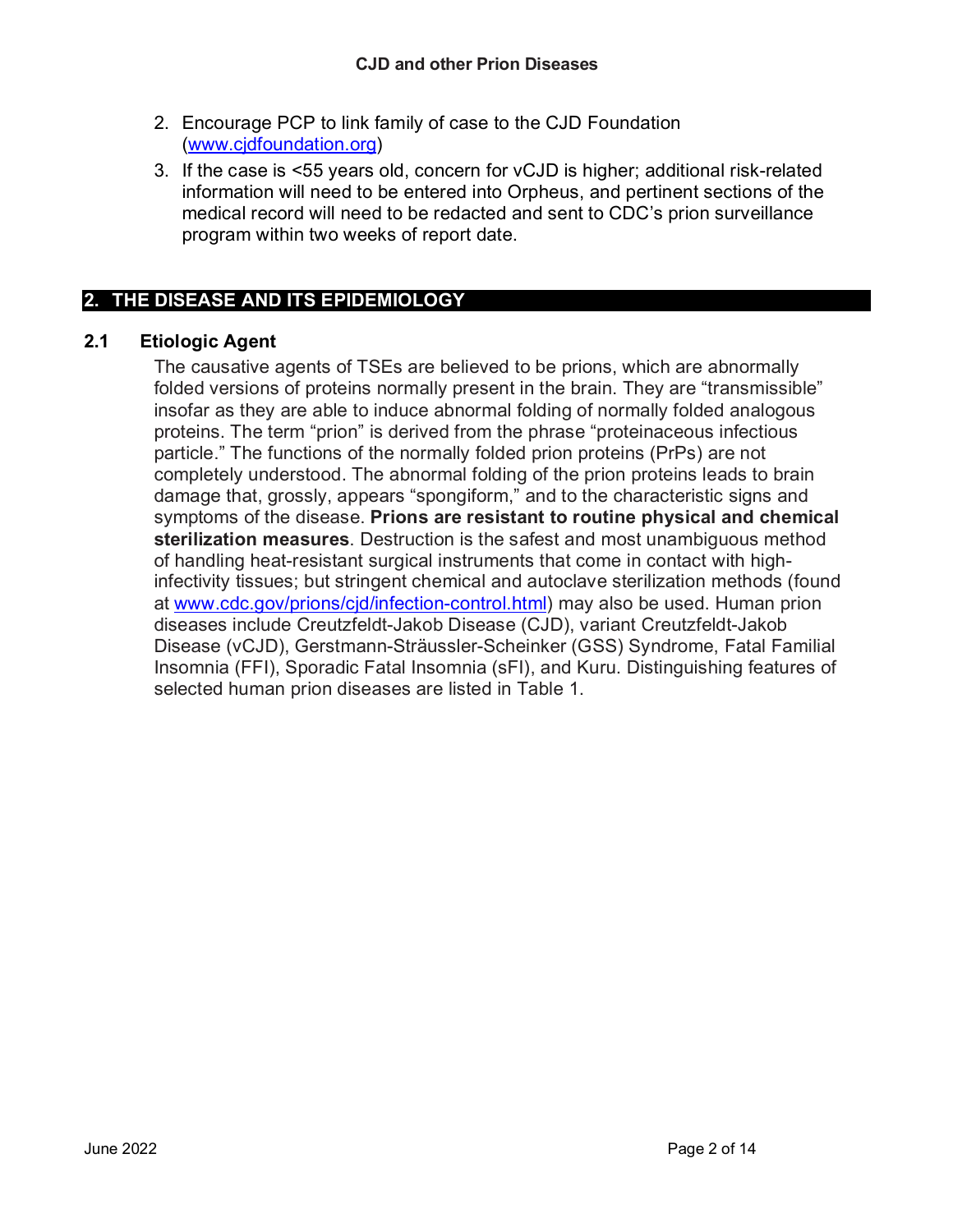2. Encourage PCP to link family of case to the CJD Foundation ([www.cjdfoundation.org](www.cjdfoundation.org))
3. If the case is <55 years old, concern for vCJD is higher; additional risk-related information will need to be entered into Orpheus, and pertinent sections of the medical record will need to be redacted and sent to CDC's prion surveillance program within two weeks of report date.

## 2. THE DISEASE AND ITS EPIDEMIOLOGY

### 2.1 Etiologic Agent

The causative agents of TSEs are believed to be prions, which are abnormally folded versions of proteins normally present in the brain. They are "transmissible" insofar as they are able to induce abnormal folding of normally folded analogous proteins. The term "prion" is derived from the phrase "proteinaceous infectious particle." The functions of the normally folded prion proteins (PrPs) are not completely understood. The abnormal folding of the prion proteins leads to brain damage that, grossly, appears "spongiform," and to the characteristic signs and symptoms of the disease. **Prions are resistant to routine physical and chemical sterilization measures**. Destruction is the safest and most unambiguous method of handling heat-resistant surgical instruments that come in contact with high-infectivity tissues; but stringent chemical and autoclave sterilization methods (found at [www.cdc.gov/prions/cjd/infection-control.html](www.cdc.gov/prions/cjd/infection-control.html)) may also be used. Human prion diseases include Creutzfeldt-Jakob Disease (CJD), variant Creutzfeldt-Jakob Disease (vCJD), Gerstmann-Sträussler-Scheinker (GSS) Syndrome, Fatal Familial Insomnia (FFI), Sporadic Fatal Insomnia (sFI), and Kuru. Distinguishing features of selected human prion diseases are listed in Table 1.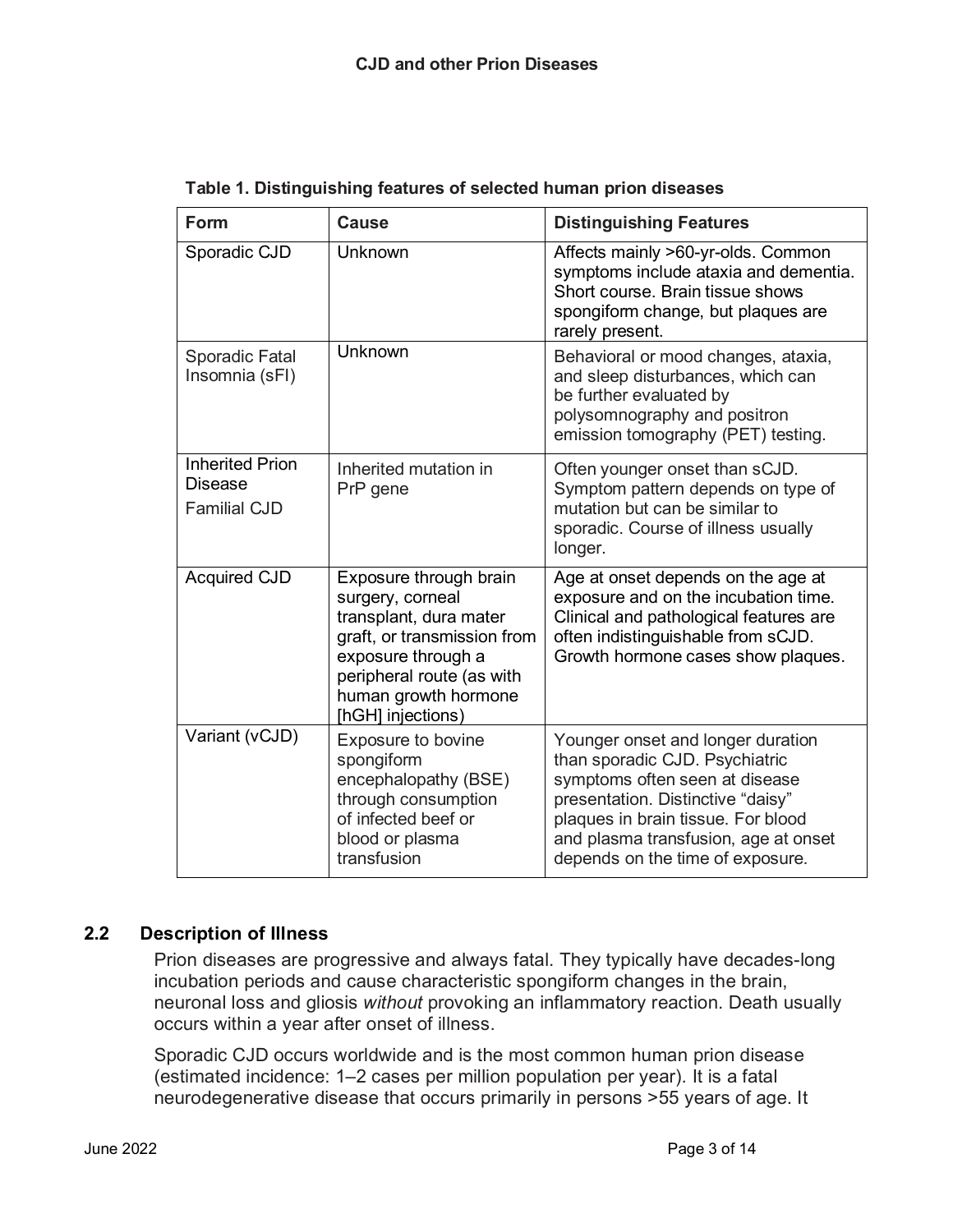**Table 1. Distinguishing features of selected human prion diseases**

| Form | Cause | Distinguishing Features |
|---|---|---|
| Sporadic CJD | Unknown | Affects mainly >60-yr-olds. Common symptoms include ataxia and dementia. Short course. Brain tissue shows spongiform change, but plaques are rarely present. |
| Sporadic Fatal Insomnia (sFI) | Unknown | Behavioral or mood changes, ataxia, and sleep disturbances, which can be further evaluated by polysomnography and positron emission tomography (PET) testing. |
| Inherited Prion Disease<br>Familial CJD | Inherited mutation in PrP gene | Often younger onset than sCJD. Symptom pattern depends on type of mutation but can be similar to sporadic. Course of illness usually longer. |
| Acquired CJD | Exposure through brain surgery, corneal transplant, dura mater graft, or transmission from exposure through a peripheral route (as with human growth hormone [hGH] injections) | Age at onset depends on the age at exposure and on the incubation time. Clinical and pathological features are often indistinguishable from sCJD. Growth hormone cases show plaques. |
| Variant (vCJD) | Exposure to bovine spongiform encephalopathy (BSE) through consumption of infected beef or blood or plasma transfusion | Younger onset and longer duration than sporadic CJD. Psychiatric symptoms often seen at disease presentation. Distinctive "daisy" plaques in brain tissue. For blood and plasma transfusion, age at onset depends on the time of exposure. |

## 2.2 Description of Illness

Prion diseases are progressive and always fatal. They typically have decades-long incubation periods and cause characteristic spongiform changes in the brain, neuronal loss and gliosis *without* provoking an inflammatory reaction. Death usually occurs within a year after onset of illness.

Sporadic CJD occurs worldwide and is the most common human prion disease (estimated incidence: 1–2 cases per million population per year). It is a fatal neurodegenerative disease that occurs primarily in persons >55 years of age. It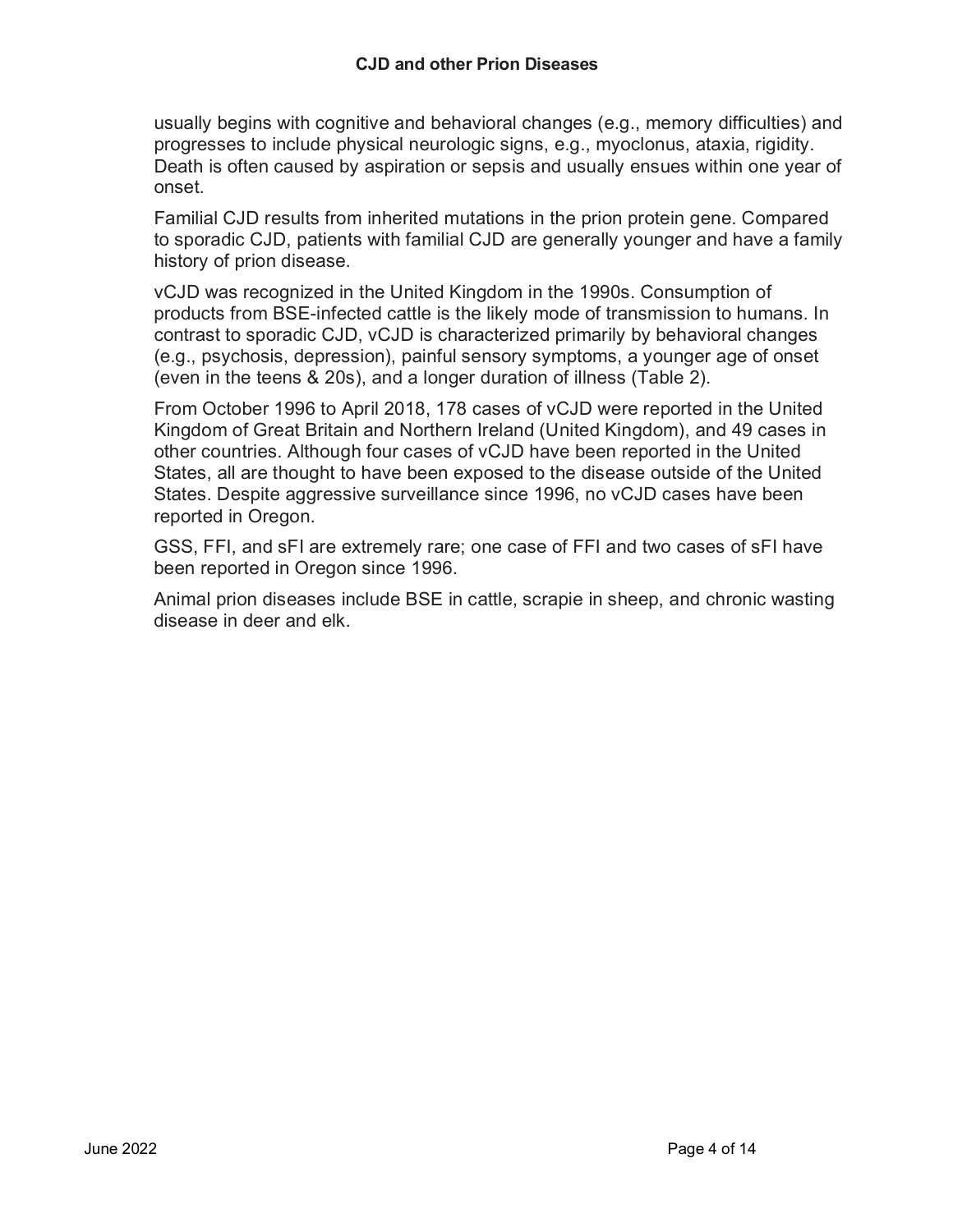usually begins with cognitive and behavioral changes (e.g., memory difficulties) and progresses to include physical neurologic signs, e.g., myoclonus, ataxia, rigidity. Death is often caused by aspiration or sepsis and usually ensues within one year of onset.

Familial CJD results from inherited mutations in the prion protein gene. Compared to sporadic CJD, patients with familial CJD are generally younger and have a family history of prion disease.

vCJD was recognized in the United Kingdom in the 1990s. Consumption of products from BSE-infected cattle is the likely mode of transmission to humans. In contrast to sporadic CJD, vCJD is characterized primarily by behavioral changes (e.g., psychosis, depression), painful sensory symptoms, a younger age of onset (even in the teens & 20s), and a longer duration of illness (Table 2).

From October 1996 to April 2018, 178 cases of vCJD were reported in the United Kingdom of Great Britain and Northern Ireland (United Kingdom), and 49 cases in other countries. Although four cases of vCJD have been reported in the United States, all are thought to have been exposed to the disease outside of the United States. Despite aggressive surveillance since 1996, no vCJD cases have been reported in Oregon.

GSS, FFI, and sFI are extremely rare; one case of FFI and two cases of sFI have been reported in Oregon since 1996.

Animal prion diseases include BSE in cattle, scrapie in sheep, and chronic wasting disease in deer and elk.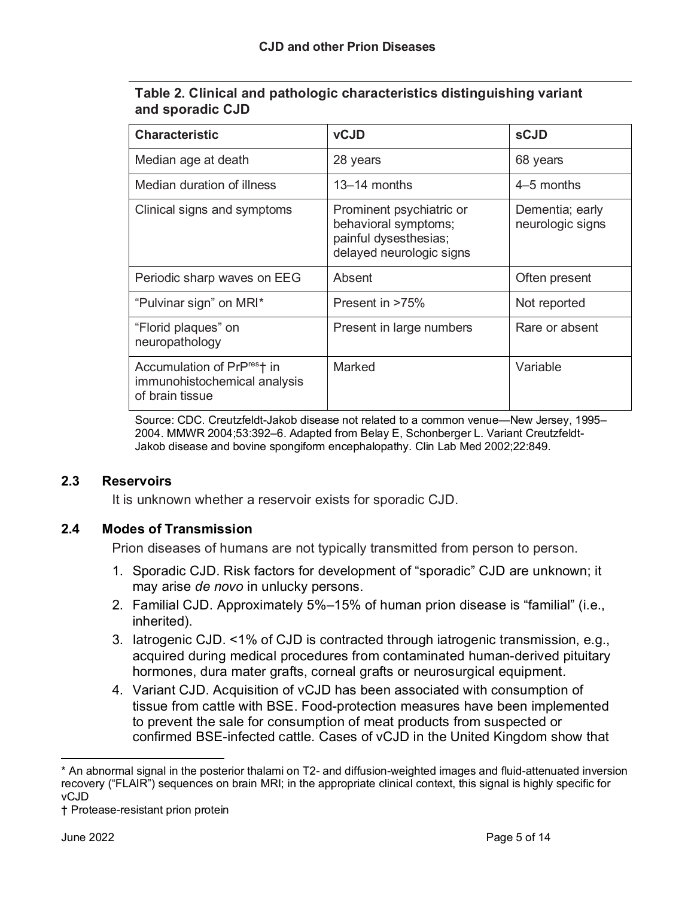**Table 2. Clinical and pathologic characteristics distinguishing variant and sporadic CJD**

| Characteristic | vCJD | sCJD |
|---|---|---|
| Median age at death | 28 years | 68 years |
| Median duration of illness | 13–14 months | 4–5 months |
| Clinical signs and symptoms | Prominent psychiatric or behavioral symptoms; painful dysesthesias; delayed neurologic signs | Dementia; early neurologic signs |
| Periodic sharp waves on EEG | Absent | Often present |
| "Pulvinar sign" on MRI* | Present in >75% | Not reported |
| "Florid plaques" on neuropathology | Present in large numbers | Rare or absent |
| Accumulation of $PrP^{res}$† in immunohistochemical analysis of brain tissue | Marked | Variable |

Source: CDC. Creutzfeldt-Jakob disease not related to a common venue—New Jersey, 1995–2004. MMWR 2004;53:392–6. Adapted from Belay E, Schonberger L. Variant Creutzfeldt-Jakob disease and bovine spongiform encephalopathy. Clin Lab Med 2002;22:849.

### 2.3 Reservoirs

It is unknown whether a reservoir exists for sporadic CJD.

### 2.4 Modes of Transmission

Prion diseases of humans are not typically transmitted from person to person.

1. Sporadic CJD. Risk factors for development of "sporadic" CJD are unknown; it may arise *de novo* in unlucky persons.
2. Familial CJD. Approximately 5%–15% of human prion disease is "familial" (i.e., inherited).
3. Iatrogenic CJD. <1% of CJD is contracted through iatrogenic transmission, e.g., acquired during medical procedures from contaminated human-derived pituitary hormones, dura mater grafts, corneal grafts or neurosurgical equipment.
4. Variant CJD. Acquisition of vCJD has been associated with consumption of tissue from cattle with BSE. Food-protection measures have been implemented to prevent the sale for consumption of meat products from suspected or confirmed BSE-infected cattle. Cases of vCJD in the United Kingdom show that

---

\* An abnormal signal in the posterior thalami on T2- and diffusion-weighted images and fluid-attenuated inversion recovery ("FLAIR") sequences on brain MRI; in the appropriate clinical context, this signal is highly specific for vCJD

† Protease-resistant prion protein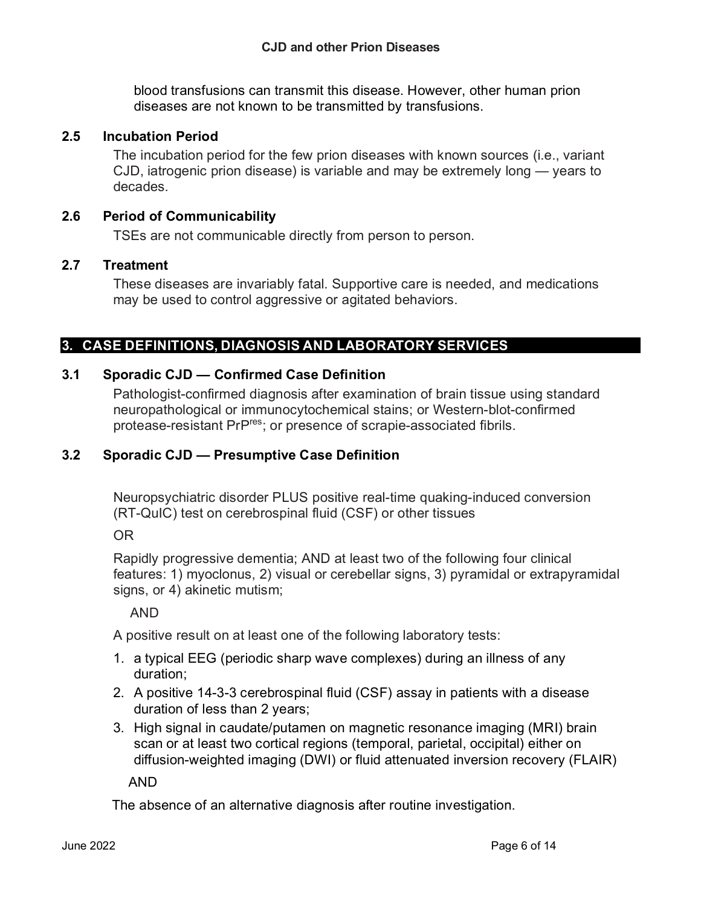blood transfusions can transmit this disease. However, other human prion diseases are not known to be transmitted by transfusions.

### 2.5 Incubation Period

The incubation period for the few prion diseases with known sources (i.e., variant CJD, iatrogenic prion disease) is variable and may be extremely long — years to decades.

### 2.6 Period of Communicability

TSEs are not communicable directly from person to person.

### 2.7 Treatment

These diseases are invariably fatal. Supportive care is needed, and medications may be used to control aggressive or agitated behaviors.

## 3. CASE DEFINITIONS, DIAGNOSIS AND LABORATORY SERVICES

### 3.1 Sporadic CJD — Confirmed Case Definition

Pathologist-confirmed diagnosis after examination of brain tissue using standard neuropathological or immunocytochemical stains; or Western-blot-confirmed protease-resistant $PrP^{res}$; or presence of scrapie-associated fibrils.

### 3.2 Sporadic CJD — Presumptive Case Definition

Neuropsychiatric disorder PLUS positive real-time quaking-induced conversion (RT-QuIC) test on cerebrospinal fluid (CSF) or other tissues

OR

Rapidly progressive dementia; AND at least two of the following four clinical features: 1) myoclonus, 2) visual or cerebellar signs, 3) pyramidal or extrapyramidal signs, or 4) akinetic mutism;

AND

A positive result on at least one of the following laboratory tests:

1. a typical EEG (periodic sharp wave complexes) during an illness of any duration;
2. A positive 14-3-3 cerebrospinal fluid (CSF) assay in patients with a disease duration of less than 2 years;
3. High signal in caudate/putamen on magnetic resonance imaging (MRI) brain scan or at least two cortical regions (temporal, parietal, occipital) either on diffusion-weighted imaging (DWI) or fluid attenuated inversion recovery (FLAIR)

AND

The absence of an alternative diagnosis after routine investigation.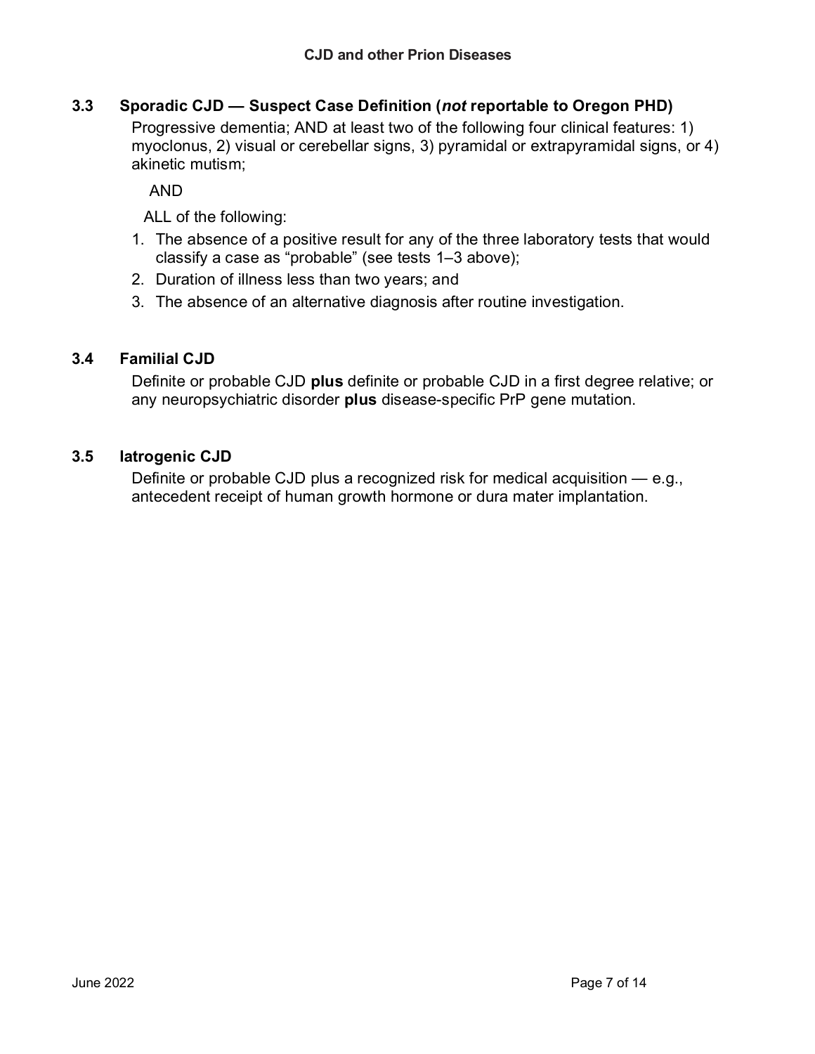### 3.3 Sporadic CJD — Suspect Case Definition (*not* reportable to Oregon PHD)

Progressive dementia; AND at least two of the following four clinical features: 1) myoclonus, 2) visual or cerebellar signs, 3) pyramidal or extrapyramidal signs, or 4) akinetic mutism;

AND

ALL of the following:

1. The absence of a positive result for any of the three laboratory tests that would classify a case as "probable" (see tests 1–3 above);
2. Duration of illness less than two years; and
3. The absence of an alternative diagnosis after routine investigation.

### 3.4 Familial CJD

Definite or probable CJD **plus** definite or probable CJD in a first degree relative; or any neuropsychiatric disorder **plus** disease-specific PrP gene mutation.

### 3.5 Iatrogenic CJD

Definite or probable CJD plus a recognized risk for medical acquisition — e.g., antecedent receipt of human growth hormone or dura mater implantation.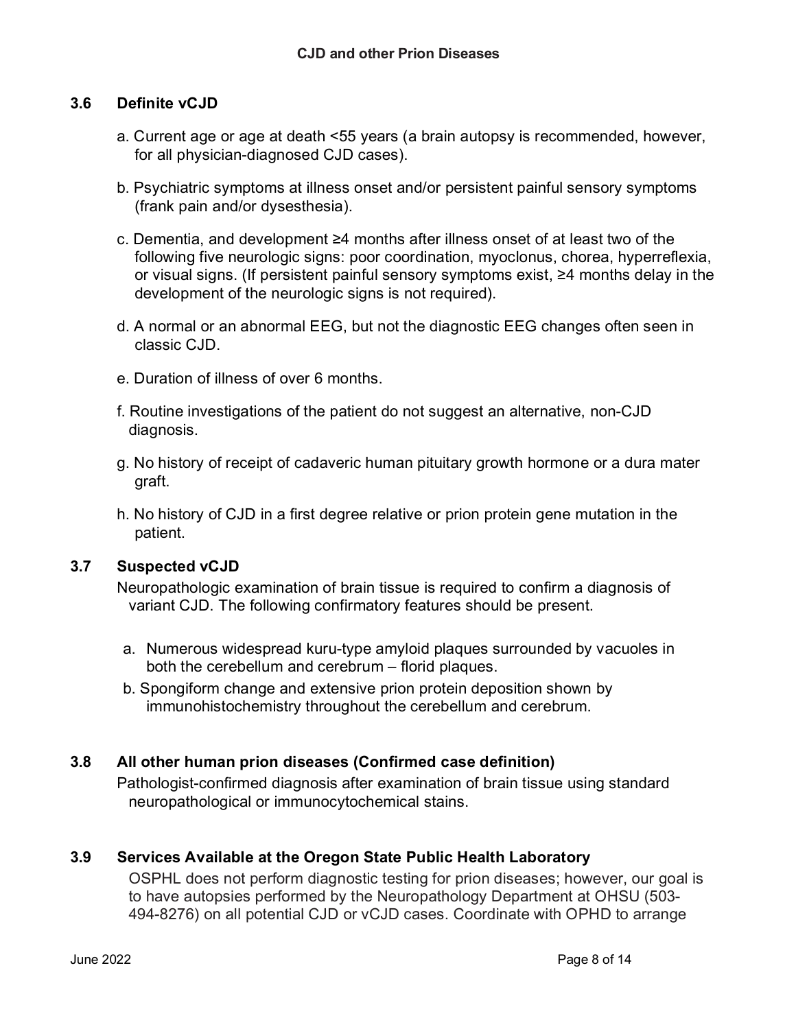### 3.6 Definite vCJD

a. Current age or age at death <55 years (a brain autopsy is recommended, however, for all physician-diagnosed CJD cases).

b. Psychiatric symptoms at illness onset and/or persistent painful sensory symptoms (frank pain and/or dysesthesia).

c. Dementia, and development ≥4 months after illness onset of at least two of the following five neurologic signs: poor coordination, myoclonus, chorea, hyperreflexia, or visual signs. (If persistent painful sensory symptoms exist, ≥4 months delay in the development of the neurologic signs is not required).

d. A normal or an abnormal EEG, but not the diagnostic EEG changes often seen in classic CJD.

e. Duration of illness of over 6 months.

f. Routine investigations of the patient do not suggest an alternative, non-CJD diagnosis.

g. No history of receipt of cadaveric human pituitary growth hormone or a dura mater graft.

h. No history of CJD in a first degree relative or prion protein gene mutation in the patient.

### 3.7 Suspected vCJD

Neuropathologic examination of brain tissue is required to confirm a diagnosis of variant CJD. The following confirmatory features should be present.

a. Numerous widespread kuru-type amyloid plaques surrounded by vacuoles in both the cerebellum and cerebrum – florid plaques.

b. Spongiform change and extensive prion protein deposition shown by immunohistochemistry throughout the cerebellum and cerebrum.

### 3.8 All other human prion diseases (Confirmed case definition)

Pathologist-confirmed diagnosis after examination of brain tissue using standard neuropathological or immunocytochemical stains.

### 3.9 Services Available at the Oregon State Public Health Laboratory

OSPHL does not perform diagnostic testing for prion diseases; however, our goal is to have autopsies performed by the Neuropathology Department at OHSU (503-494-8276) on all potential CJD or vCJD cases. Coordinate with OPHD to arrange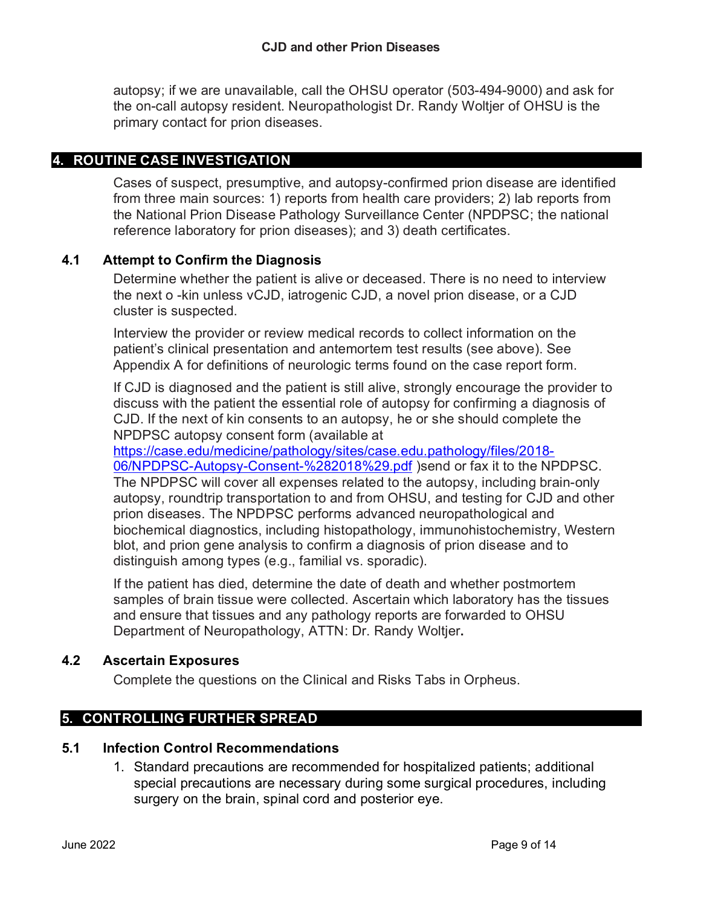autopsy; if we are unavailable, call the OHSU operator (503-494-9000) and ask for the on-call autopsy resident. Neuropathologist Dr. Randy Woltjer of OHSU is the primary contact for prion diseases.

## 4. ROUTINE CASE INVESTIGATION

Cases of suspect, presumptive, and autopsy-confirmed prion disease are identified from three main sources: 1) reports from health care providers; 2) lab reports from the National Prion Disease Pathology Surveillance Center (NPDPSC; the national reference laboratory for prion diseases); and 3) death certificates.

### 4.1 Attempt to Confirm the Diagnosis

Determine whether the patient is alive or deceased. There is no need to interview the next o -kin unless vCJD, iatrogenic CJD, a novel prion disease, or a CJD cluster is suspected.

Interview the provider or review medical records to collect information on the patient's clinical presentation and antemortem test results (see above). See Appendix A for definitions of neurologic terms found on the case report form.

If CJD is diagnosed and the patient is still alive, strongly encourage the provider to discuss with the patient the essential role of autopsy for confirming a diagnosis of CJD. If the next of kin consents to an autopsy, he or she should complete the NPDPSC autopsy consent form (available at [https://case.edu/medicine/pathology/sites/case.edu.pathology/files/2018-06/NPDPSC-Autopsy-Consent-%282018%29.pdf](https://case.edu/medicine/pathology/sites/case.edu.pathology/files/2018-06/NPDPSC-Autopsy-Consent-%282018%29.pdf) )send or fax it to the NPDPSC. The NPDPSC will cover all expenses related to the autopsy, including brain-only autopsy, roundtrip transportation to and from OHSU, and testing for CJD and other prion diseases. The NPDPSC performs advanced neuropathological and biochemical diagnostics, including histopathology, immunohistochemistry, Western blot, and prion gene analysis to confirm a diagnosis of prion disease and to distinguish among types (e.g., familial vs. sporadic).

If the patient has died, determine the date of death and whether postmortem samples of brain tissue were collected. Ascertain which laboratory has the tissues and ensure that tissues and any pathology reports are forwarded to OHSU Department of Neuropathology, ATTN: Dr. Randy Woltjer**.**

### 4.2 Ascertain Exposures

Complete the questions on the Clinical and Risks Tabs in Orpheus.

## 5. CONTROLLING FURTHER SPREAD

### 5.1 Infection Control Recommendations

1. Standard precautions are recommended for hospitalized patients; additional special precautions are necessary during some surgical procedures, including surgery on the brain, spinal cord and posterior eye.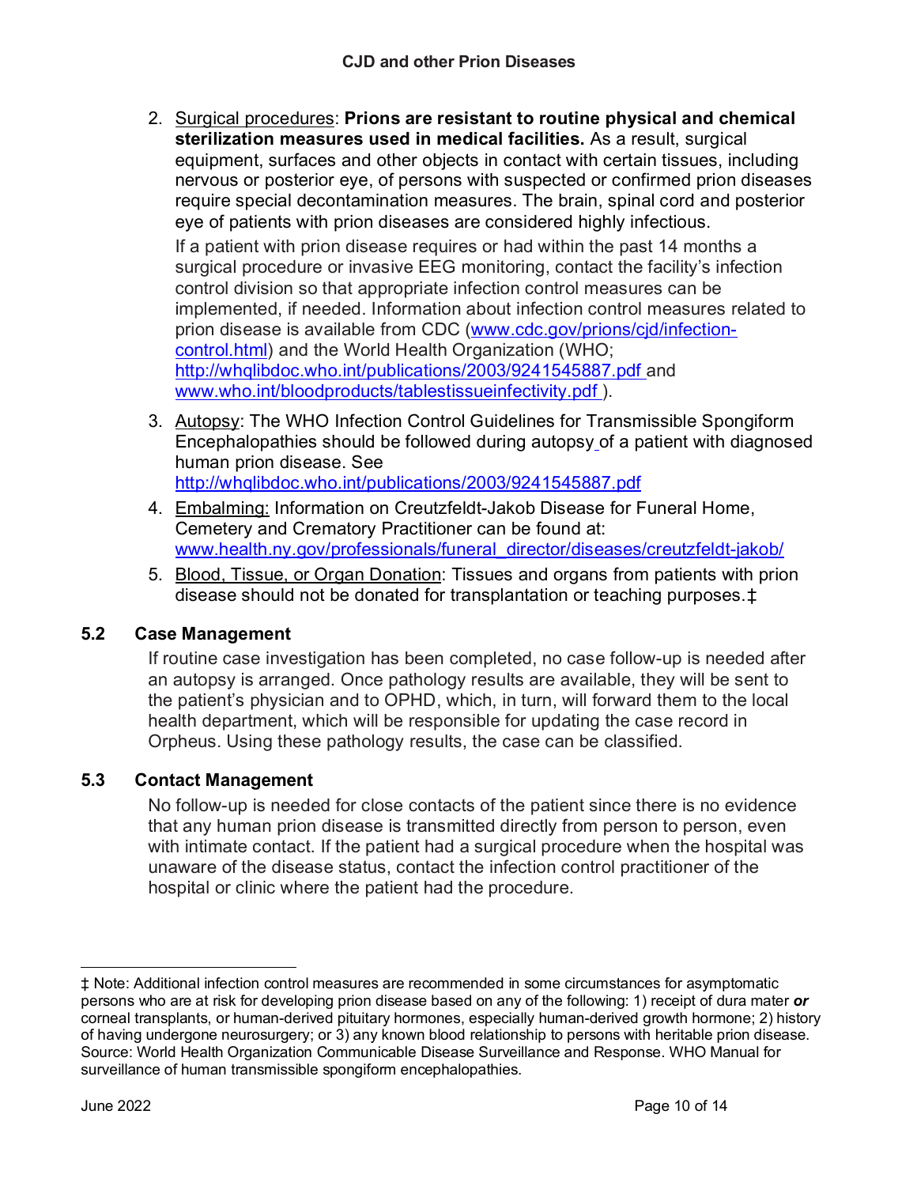2. Surgical procedures: **Prions are resistant to routine physical and chemical sterilization measures used in medical facilities.** As a result, surgical equipment, surfaces and other objects in contact with certain tissues, including nervous or posterior eye, of persons with suspected or confirmed prion diseases require special decontamination measures. The brain, spinal cord and posterior eye of patients with prion diseases are considered highly infectious.

   If a patient with prion disease requires or had within the past 14 months a surgical procedure or invasive EEG monitoring, contact the facility's infection control division so that appropriate infection control measures can be implemented, if needed. Information about infection control measures related to prion disease is available from CDC (www.cdc.gov/prions/cjd/infection-control.html) and the World Health Organization (WHO; http://whqlibdoc.who.int/publications/2003/9241545887.pdf and www.who.int/bloodproducts/tablestissueinfectivity.pdf ).

3. Autopsy: The WHO Infection Control Guidelines for Transmissible Spongiform Encephalopathies should be followed during autopsy of a patient with diagnosed human prion disease. See http://whqlibdoc.who.int/publications/2003/9241545887.pdf

4. Embalming: Information on Creutzfeldt-Jakob Disease for Funeral Home, Cemetery and Crematory Practitioner can be found at: www.health.ny.gov/professionals/funeral_director/diseases/creutzfeldt-jakob/

5. Blood, Tissue, or Organ Donation: Tissues and organs from patients with prion disease should not be donated for transplantation or teaching purposes.‡

### 5.2 Case Management

If routine case investigation has been completed, no case follow-up is needed after an autopsy is arranged. Once pathology results are available, they will be sent to the patient's physician and to OPHD, which, in turn, will forward them to the local health department, which will be responsible for updating the case record in Orpheus. Using these pathology results, the case can be classified.

### 5.3 Contact Management

No follow-up is needed for close contacts of the patient since there is no evidence that any human prion disease is transmitted directly from person to person, even with intimate contact. If the patient had a surgical procedure when the hospital was unaware of the disease status, contact the infection control practitioner of the hospital or clinic where the patient had the procedure.

---

‡ Note: Additional infection control measures are recommended in some circumstances for asymptomatic persons who are at risk for developing prion disease based on any of the following: 1) receipt of dura mater ***or*** corneal transplants, or human-derived pituitary hormones, especially human-derived growth hormone; 2) history of having undergone neurosurgery; or 3) any known blood relationship to persons with heritable prion disease. Source: World Health Organization Communicable Disease Surveillance and Response. WHO Manual for surveillance of human transmissible spongiform encephalopathies.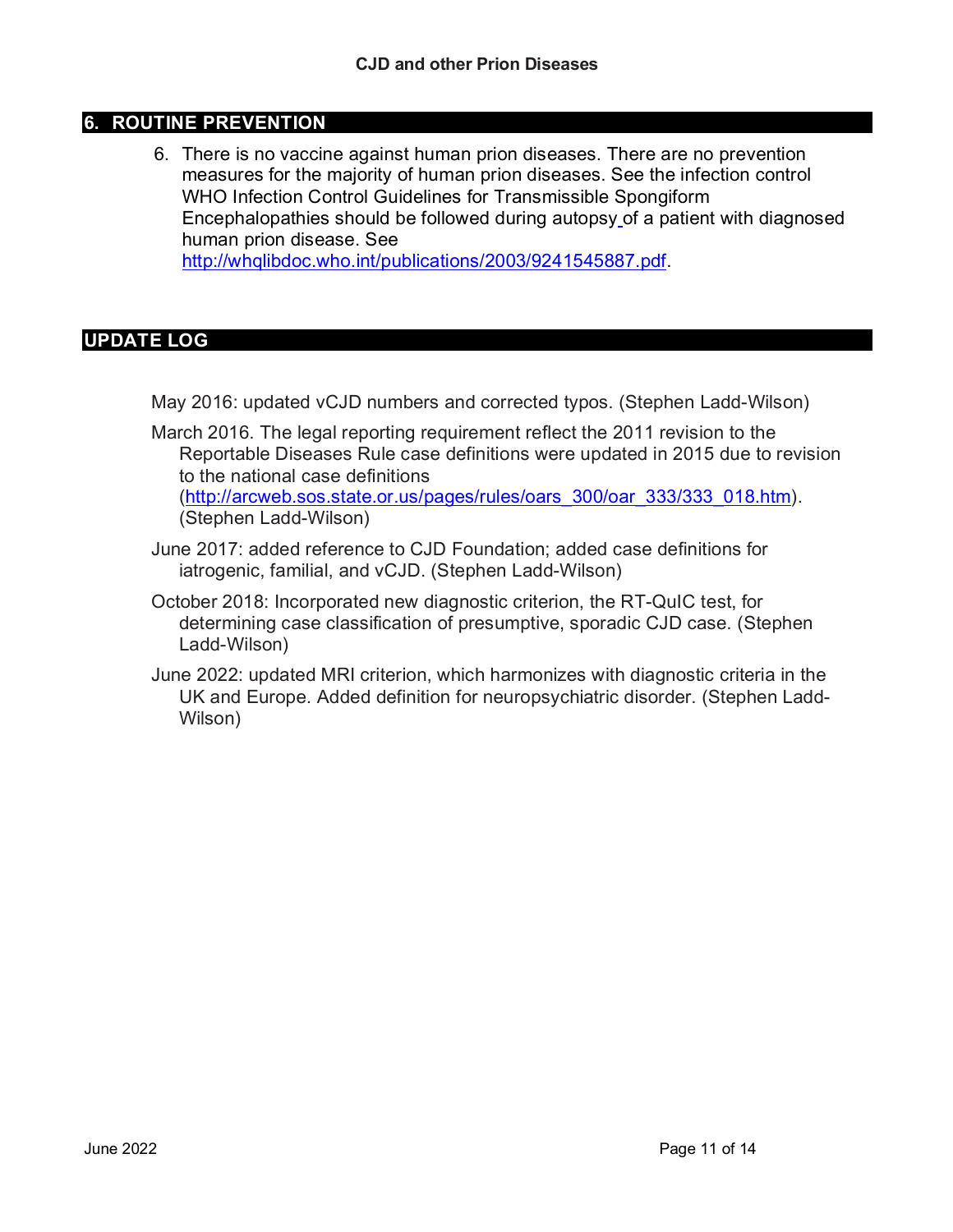## 6. ROUTINE PREVENTION

6. There is no vaccine against human prion diseases. There are no prevention measures for the majority of human prion diseases. See the infection control WHO Infection Control Guidelines for Transmissible Spongiform Encephalopathies should be followed during autopsy of a patient with diagnosed human prion disease. See http://whqlibdoc.who.int/publications/2003/9241545887.pdf.

## UPDATE LOG

May 2016: updated vCJD numbers and corrected typos. (Stephen Ladd-Wilson)

March 2016. The legal reporting requirement reflect the 2011 revision to the Reportable Diseases Rule case definitions were updated in 2015 due to revision to the national case definitions (http://arcweb.sos.state.or.us/pages/rules/oars_300/oar_333/333_018.htm). (Stephen Ladd-Wilson)

June 2017: added reference to CJD Foundation; added case definitions for iatrogenic, familial, and vCJD. (Stephen Ladd-Wilson)

October 2018: Incorporated new diagnostic criterion, the RT-QuIC test, for determining case classification of presumptive, sporadic CJD case. (Stephen Ladd-Wilson)

June 2022: updated MRI criterion, which harmonizes with diagnostic criteria in the UK and Europe. Added definition for neuropsychiatric disorder. (Stephen Ladd-Wilson)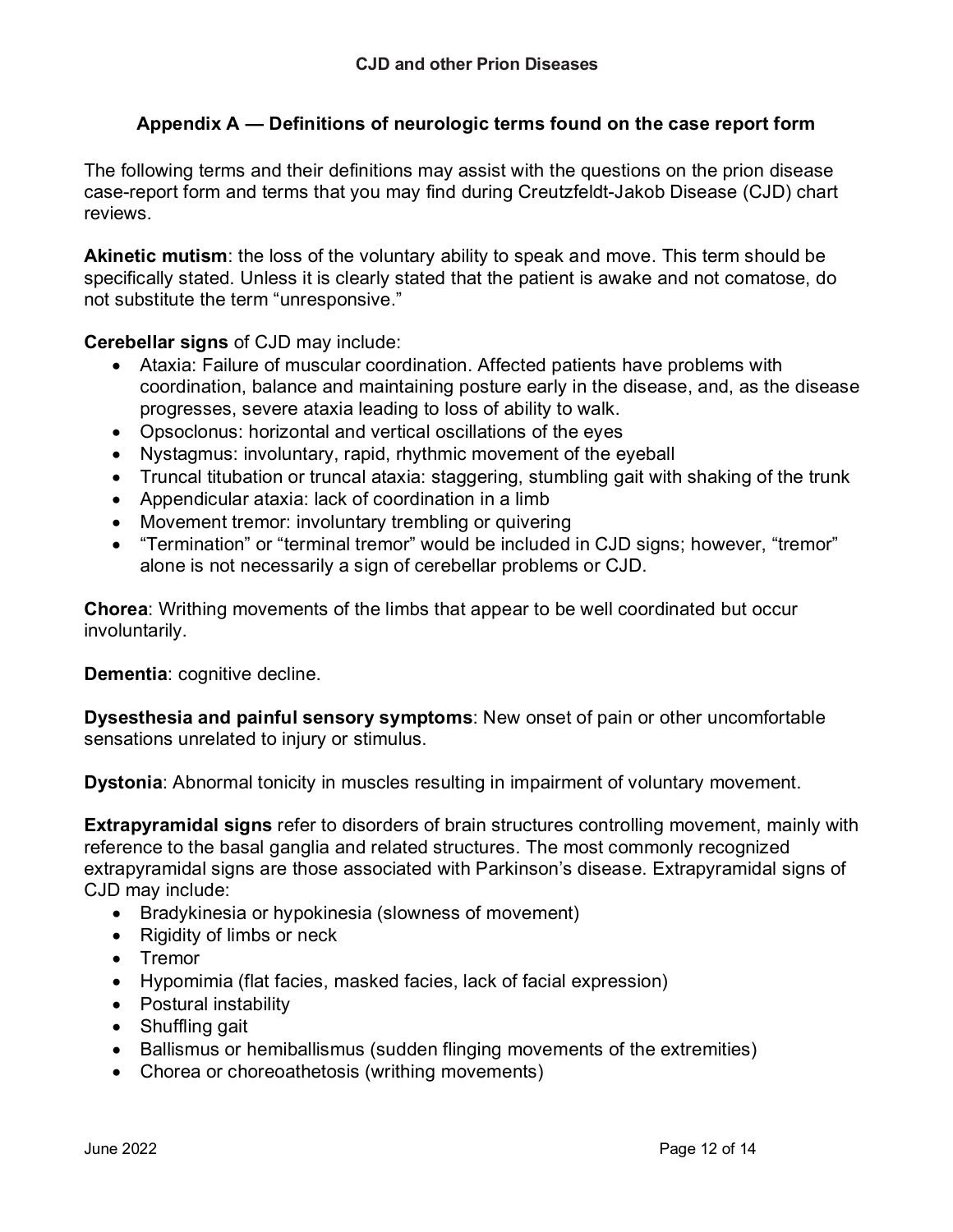## Appendix A — Definitions of neurologic terms found on the case report form

The following terms and their definitions may assist with the questions on the prion disease case-report form and terms that you may find during Creutzfeldt-Jakob Disease (CJD) chart reviews.

**Akinetic mutism**: the loss of the voluntary ability to speak and move. This term should be specifically stated. Unless it is clearly stated that the patient is awake and not comatose, do not substitute the term "unresponsive."

**Cerebellar signs** of CJD may include:

- Ataxia: Failure of muscular coordination. Affected patients have problems with coordination, balance and maintaining posture early in the disease, and, as the disease progresses, severe ataxia leading to loss of ability to walk.
- Opsoclonus: horizontal and vertical oscillations of the eyes
- Nystagmus: involuntary, rapid, rhythmic movement of the eyeball
- Truncal titubation or truncal ataxia: staggering, stumbling gait with shaking of the trunk
- Appendicular ataxia: lack of coordination in a limb
- Movement tremor: involuntary trembling or quivering
- "Termination" or "terminal tremor" would be included in CJD signs; however, "tremor" alone is not necessarily a sign of cerebellar problems or CJD.

**Chorea**: Writhing movements of the limbs that appear to be well coordinated but occur involuntarily.

**Dementia**: cognitive decline.

**Dysesthesia and painful sensory symptoms**: New onset of pain or other uncomfortable sensations unrelated to injury or stimulus.

**Dystonia**: Abnormal tonicity in muscles resulting in impairment of voluntary movement.

**Extrapyramidal signs** refer to disorders of brain structures controlling movement, mainly with reference to the basal ganglia and related structures. The most commonly recognized extrapyramidal signs are those associated with Parkinson's disease. Extrapyramidal signs of CJD may include:

- Bradykinesia or hypokinesia (slowness of movement)
- Rigidity of limbs or neck
- Tremor
- Hypomimia (flat facies, masked facies, lack of facial expression)
- Postural instability
- Shuffling gait
- Ballismus or hemiballismus (sudden flinging movements of the extremities)
- Chorea or choreoathetosis (writhing movements)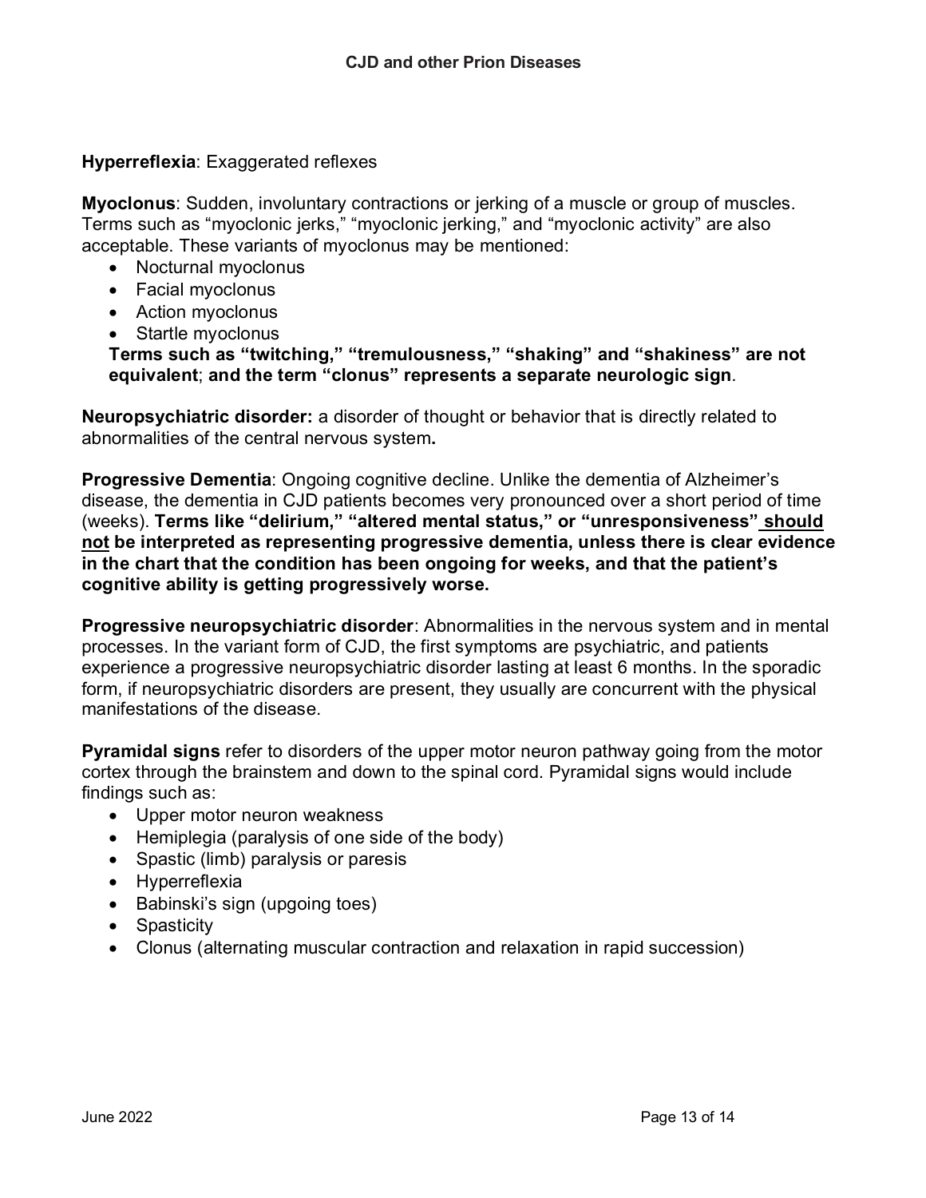**Hyperreflexia**: Exaggerated reflexes

**Myoclonus**: Sudden, involuntary contractions or jerking of a muscle or group of muscles. Terms such as "myoclonic jerks," "myoclonic jerking," and "myoclonic activity" are also acceptable. These variants of myoclonus may be mentioned:

- Nocturnal myoclonus
- Facial myoclonus
- Action myoclonus
- Startle myoclonus

**Terms such as "twitching," "tremulousness," "shaking" and "shakiness" are not equivalent**; **and the term "clonus" represents a separate neurologic sign**.

**Neuropsychiatric disorder:** a disorder of thought or behavior that is directly related to abnormalities of the central nervous system**.**

**Progressive Dementia**: Ongoing cognitive decline. Unlike the dementia of Alzheimer's disease, the dementia in CJD patients becomes very pronounced over a short period of time (weeks). **Terms like "delirium," "altered mental status," or "unresponsiveness" <u>should not</u> be interpreted as representing progressive dementia, unless there is clear evidence in the chart that the condition has been ongoing for weeks, and that the patient's cognitive ability is getting progressively worse.**

**Progressive neuropsychiatric disorder**: Abnormalities in the nervous system and in mental processes. In the variant form of CJD, the first symptoms are psychiatric, and patients experience a progressive neuropsychiatric disorder lasting at least 6 months. In the sporadic form, if neuropsychiatric disorders are present, they usually are concurrent with the physical manifestations of the disease.

**Pyramidal signs** refer to disorders of the upper motor neuron pathway going from the motor cortex through the brainstem and down to the spinal cord. Pyramidal signs would include findings such as:

- Upper motor neuron weakness
- Hemiplegia (paralysis of one side of the body)
- Spastic (limb) paralysis or paresis
- Hyperreflexia
- Babinski's sign (upgoing toes)
- Spasticity
- Clonus (alternating muscular contraction and relaxation in rapid succession)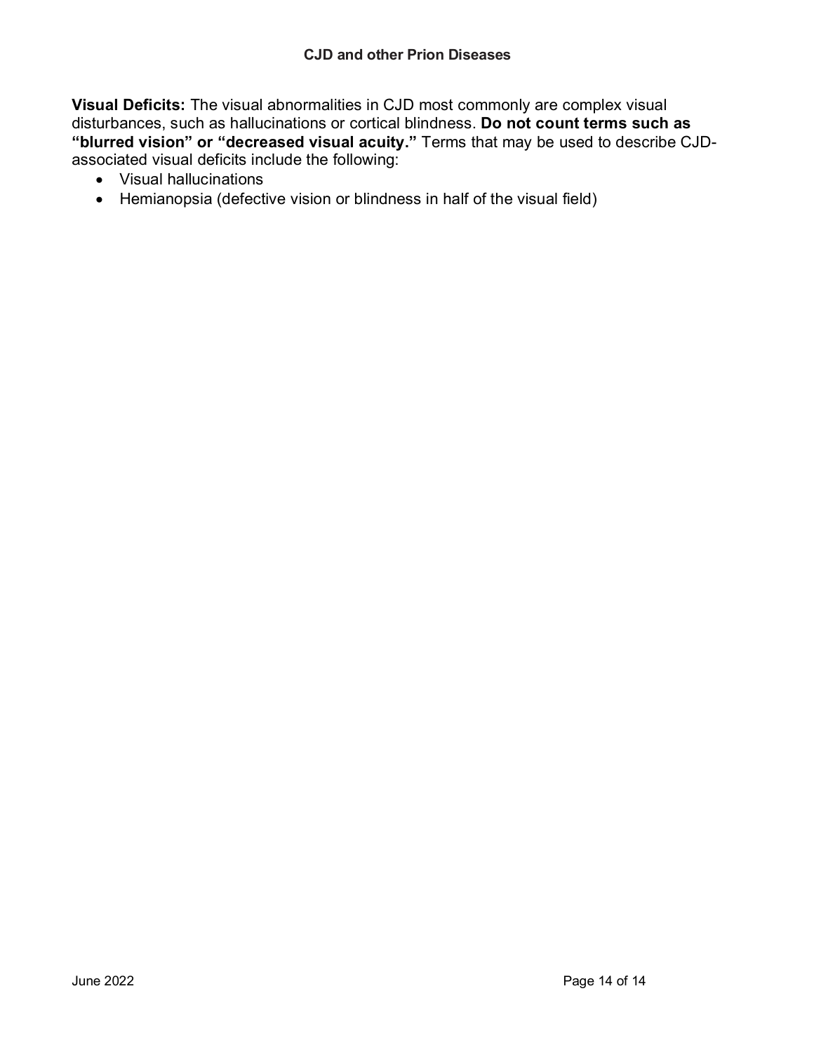**Visual Deficits:** The visual abnormalities in CJD most commonly are complex visual disturbances, such as hallucinations or cortical blindness. **Do not count terms such as "blurred vision" or "decreased visual acuity."** Terms that may be used to describe CJD-associated visual deficits include the following:

- Visual hallucinations
- Hemianopsia (defective vision or blindness in half of the visual field)